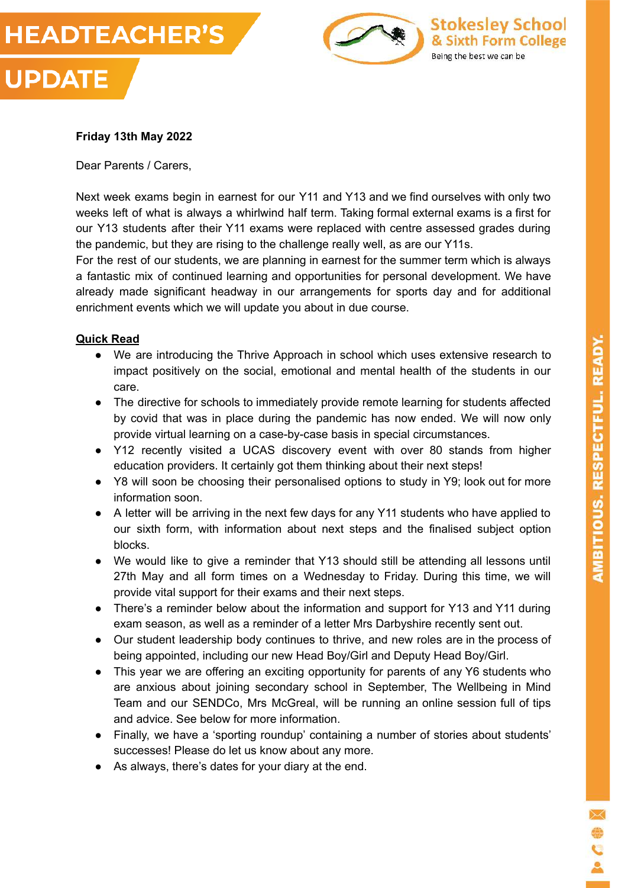# HEADTEACHER'S UPDATE

Stokesley School & Sixth Form College

Being the best we can be

**Friday 13th May 2022**

Dear Parents / Carers,

Next week exams begin in earnest for our Y11 and Y13 and we find ourselves with only two weeks left of what is always a whirlwind half term. Taking formal external exams is a first for our Y13 students after their Y11 exams were replaced with centre assessed grades during the pandemic, but they are rising to the challenge really well, as are our Y11s.
For the rest of our students, we are planning in earnest for the summer term which is always a fantastic mix of continued learning and opportunities for personal development. We have already made significant headway in our arrangements for sports day and for additional enrichment events which we will update you about in due course.

**Quick Read**

- We are introducing the Thrive Approach in school which uses extensive research to impact positively on the social, emotional and mental health of the students in our care.
- The directive for schools to immediately provide remote learning for students affected by covid that was in place during the pandemic has now ended. We will now only provide virtual learning on a case-by-case basis in special circumstances.
- Y12 recently visited a UCAS discovery event with over 80 stands from higher education providers. It certainly got them thinking about their next steps!
- Y8 will soon be choosing their personalised options to study in Y9; look out for more information soon.
- A letter will be arriving in the next few days for any Y11 students who have applied to our sixth form, with information about next steps and the finalised subject option blocks.
- We would like to give a reminder that Y13 should still be attending all lessons until 27th May and all form times on a Wednesday to Friday. During this time, we will provide vital support for their exams and their next steps.
- There's a reminder below about the information and support for Y13 and Y11 during exam season, as well as a reminder of a letter Mrs Darbyshire recently sent out.
- Our student leadership body continues to thrive, and new roles are in the process of being appointed, including our new Head Boy/Girl and Deputy Head Boy/Girl.
- This year we are offering an exciting opportunity for parents of any Y6 students who are anxious about joining secondary school in September, The Wellbeing in Mind Team and our SENDCo, Mrs McGreal, will be running an online session full of tips and advice. See below for more information.
- Finally, we have a 'sporting roundup' containing a number of stories about students' successes! Please do let us know about any more.
- As always, there's dates for your diary at the end.

AMBITIOUS. RESPECTFUL. READY.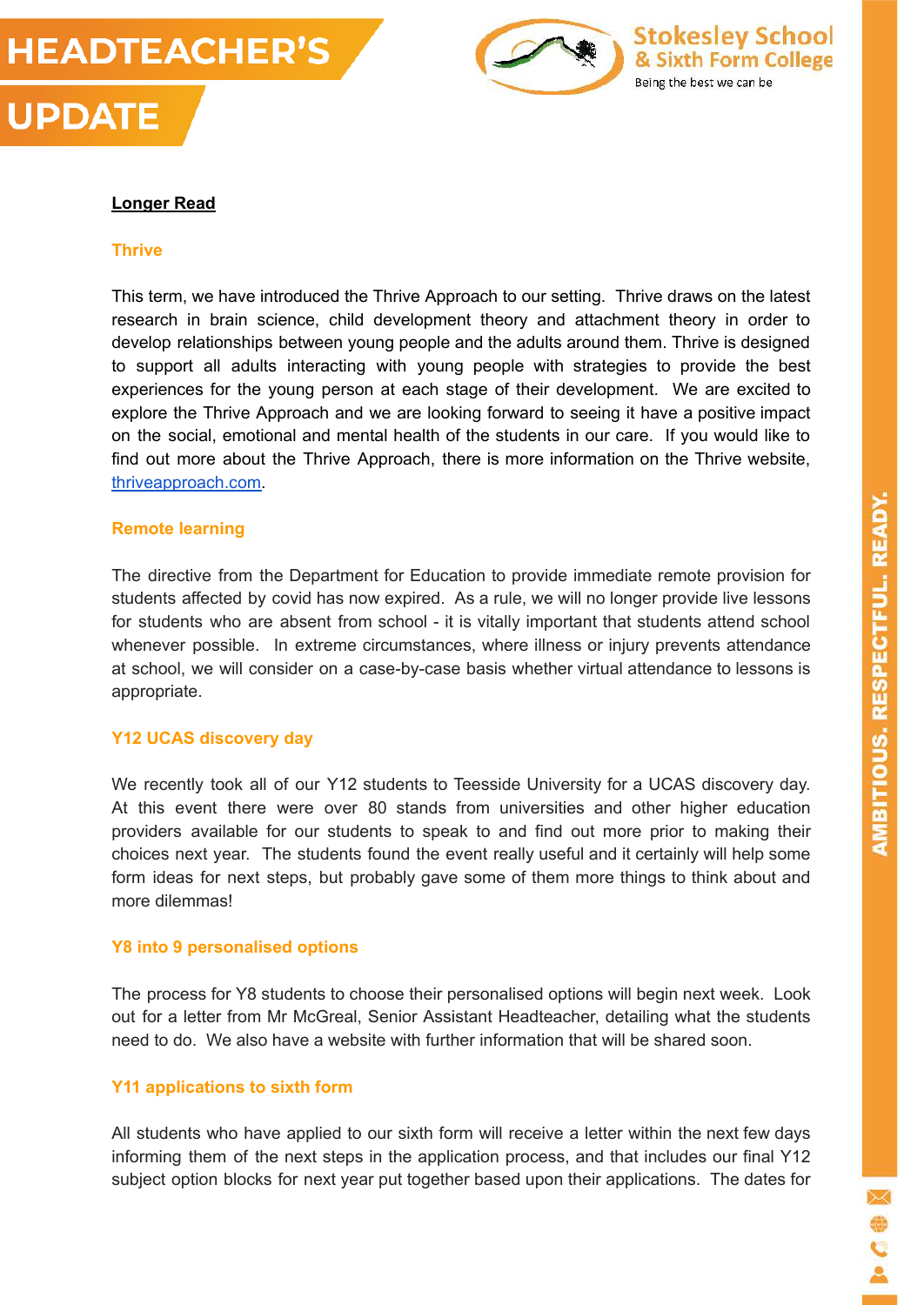**Longer Read**

### Thrive

This term, we have introduced the Thrive Approach to our setting. Thrive draws on the latest research in brain science, child development theory and attachment theory in order to develop relationships between young people and the adults around them. Thrive is designed to support all adults interacting with young people with strategies to provide the best experiences for the young person at each stage of their development. We are excited to explore the Thrive Approach and we are looking forward to seeing it have a positive impact on the social, emotional and mental health of the students in our care. If you would like to find out more about the Thrive Approach, there is more information on the Thrive website, thriveapproach.com.

### Remote learning

The directive from the Department for Education to provide immediate remote provision for students affected by covid has now expired. As a rule, we will no longer provide live lessons for students who are absent from school - it is vitally important that students attend school whenever possible. In extreme circumstances, where illness or injury prevents attendance at school, we will consider on a case-by-case basis whether virtual attendance to lessons is appropriate.

### Y12 UCAS discovery day

We recently took all of our Y12 students to Teesside University for a UCAS discovery day. At this event there were over 80 stands from universities and other higher education providers available for our students to speak to and find out more prior to making their choices next year. The students found the event really useful and it certainly will help some form ideas for next steps, but probably gave some of them more things to think about and more dilemmas!

### Y8 into 9 personalised options

The process for Y8 students to choose their personalised options will begin next week. Look out for a letter from Mr McGreal, Senior Assistant Headteacher, detailing what the students need to do. We also have a website with further information that will be shared soon.

### Y11 applications to sixth form

All students who have applied to our sixth form will receive a letter within the next few days informing them of the next steps in the application process, and that includes our final Y12 subject option blocks for next year put together based upon their applications. The dates for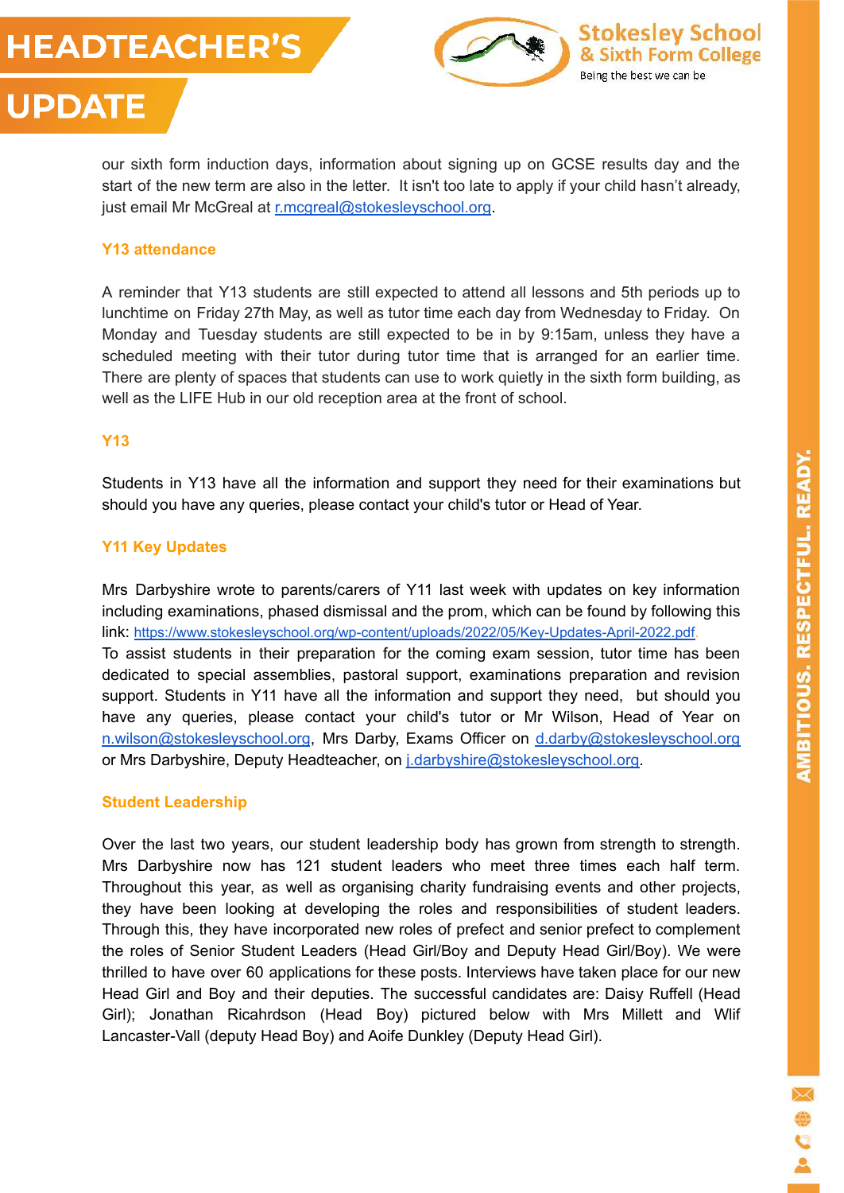our sixth form induction days, information about signing up on GCSE results day and the start of the new term are also in the letter. It isn't too late to apply if your child hasn't already, just email Mr McGreal at r.mcgreal@stokesleyschool.org.

## Y13 attendance

A reminder that Y13 students are still expected to attend all lessons and 5th periods up to lunchtime on Friday 27th May, as well as tutor time each day from Wednesday to Friday. On Monday and Tuesday students are still expected to be in by 9:15am, unless they have a scheduled meeting with their tutor during tutor time that is arranged for an earlier time. There are plenty of spaces that students can use to work quietly in the sixth form building, as well as the LIFE Hub in our old reception area at the front of school.

## Y13

Students in Y13 have all the information and support they need for their examinations but should you have any queries, please contact your child's tutor or Head of Year.

## Y11 Key Updates

Mrs Darbyshire wrote to parents/carers of Y11 last week with updates on key information including examinations, phased dismissal and the prom, which can be found by following this link: https://www.stokesleyschool.org/wp-content/uploads/2022/05/Key-Updates-April-2022.pdf.
To assist students in their preparation for the coming exam session, tutor time has been dedicated to special assemblies, pastoral support, examinations preparation and revision support. Students in Y11 have all the information and support they need, but should you have any queries, please contact your child's tutor or Mr Wilson, Head of Year on n.wilson@stokesleyschool.org, Mrs Darby, Exams Officer on d.darby@stokesleyschool.org or Mrs Darbyshire, Deputy Headteacher, on j.darbyshire@stokesleyschool.org.

## Student Leadership

Over the last two years, our student leadership body has grown from strength to strength. Mrs Darbyshire now has 121 student leaders who meet three times each half term. Throughout this year, as well as organising charity fundraising events and other projects, they have been looking at developing the roles and responsibilities of student leaders. Through this, they have incorporated new roles of prefect and senior prefect to complement the roles of Senior Student Leaders (Head Girl/Boy and Deputy Head Girl/Boy). We were thrilled to have over 60 applications for these posts. Interviews have taken place for our new Head Girl and Boy and their deputies. The successful candidates are: Daisy Ruffell (Head Girl); Jonathan Ricahrdson (Head Boy) pictured below with Mrs Millett and Wlif Lancaster-Vall (deputy Head Boy) and Aoife Dunkley (Deputy Head Girl).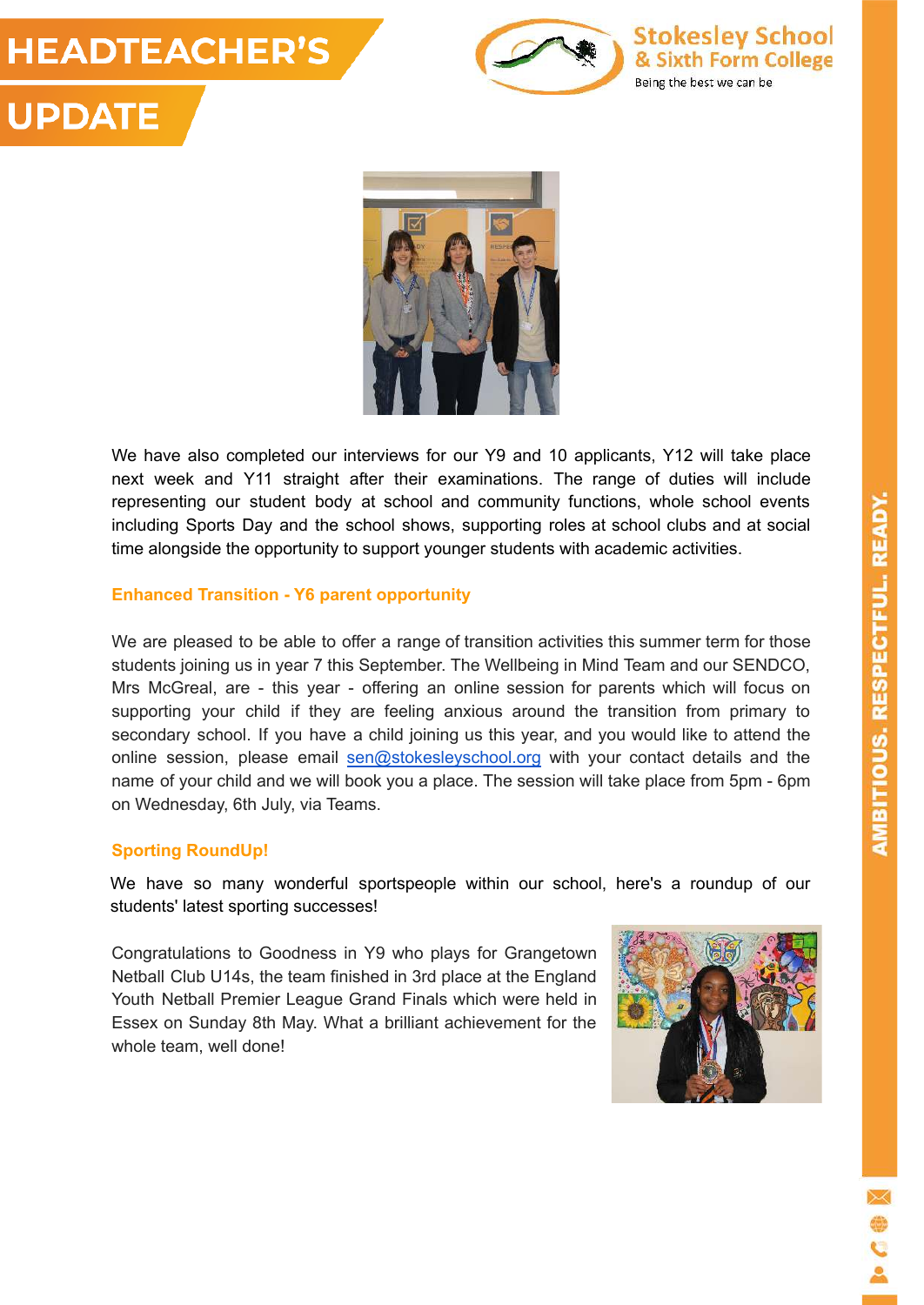We have also completed our interviews for our Y9 and 10 applicants, Y12 will take place next week and Y11 straight after their examinations. The range of duties will include representing our student body at school and community functions, whole school events including Sports Day and the school shows, supporting roles at school clubs and at social time alongside the opportunity to support younger students with academic activities.

### Enhanced Transition - Y6 parent opportunity

We are pleased to be able to offer a range of transition activities this summer term for those students joining us in year 7 this September. The Wellbeing in Mind Team and our SENDCO, Mrs McGreal, are - this year - offering an online session for parents which will focus on supporting your child if they are feeling anxious around the transition from primary to secondary school. If you have a child joining us this year, and you would like to attend the online session, please email sen@stokesleyschool.org with your contact details and the name of your child and we will book you a place. The session will take place from 5pm - 6pm on Wednesday, 6th July, via Teams.

### Sporting RoundUp!

We have so many wonderful sportspeople within our school, here's a roundup of our students' latest sporting successes!

Congratulations to Goodness in Y9 who plays for Grangetown Netball Club U14s, the team finished in 3rd place at the England Youth Netball Premier League Grand Finals which were held in Essex on Sunday 8th May. What a brilliant achievement for the whole team, well done!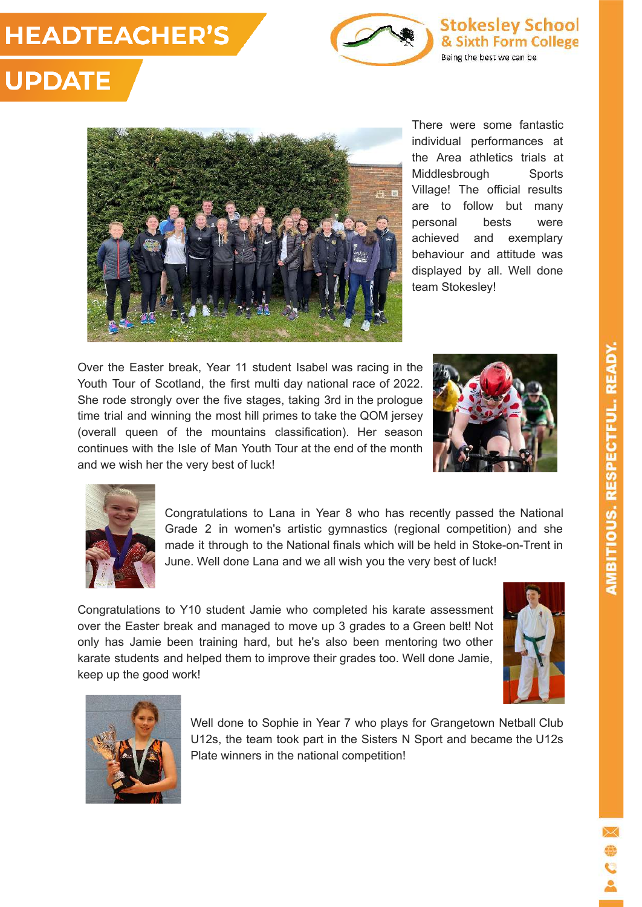# HEADTEACHER'S UPDATE

Stokesley School & Sixth Form College

Being the best we can be

There were some fantastic individual performances at the Area athletics trials at Middlesbrough Sports Village! The official results are to follow but many personal bests were achieved and exemplary behaviour and attitude was displayed by all. Well done team Stokesley!

Over the Easter break, Year 11 student Isabel was racing in the Youth Tour of Scotland, the first multi day national race of 2022. She rode strongly over the five stages, taking 3rd in the prologue time trial and winning the most hill primes to take the QOM jersey (overall queen of the mountains classification). Her season continues with the Isle of Man Youth Tour at the end of the month and we wish her the very best of luck!

Congratulations to Lana in Year 8 who has recently passed the National Grade 2 in women's artistic gymnastics (regional competition) and she made it through to the National finals which will be held in Stoke-on-Trent in June. Well done Lana and we all wish you the very best of luck!

Congratulations to Y10 student Jamie who completed his karate assessment over the Easter break and managed to move up 3 grades to a Green belt! Not only has Jamie been training hard, but he's also been mentoring two other karate students and helped them to improve their grades too. Well done Jamie, keep up the good work!

Well done to Sophie in Year 7 who plays for Grangetown Netball Club U12s, the team took part in the Sisters N Sport and became the U12s Plate winners in the national competition!

AMBITIOUS. RESPECTFUL. READY.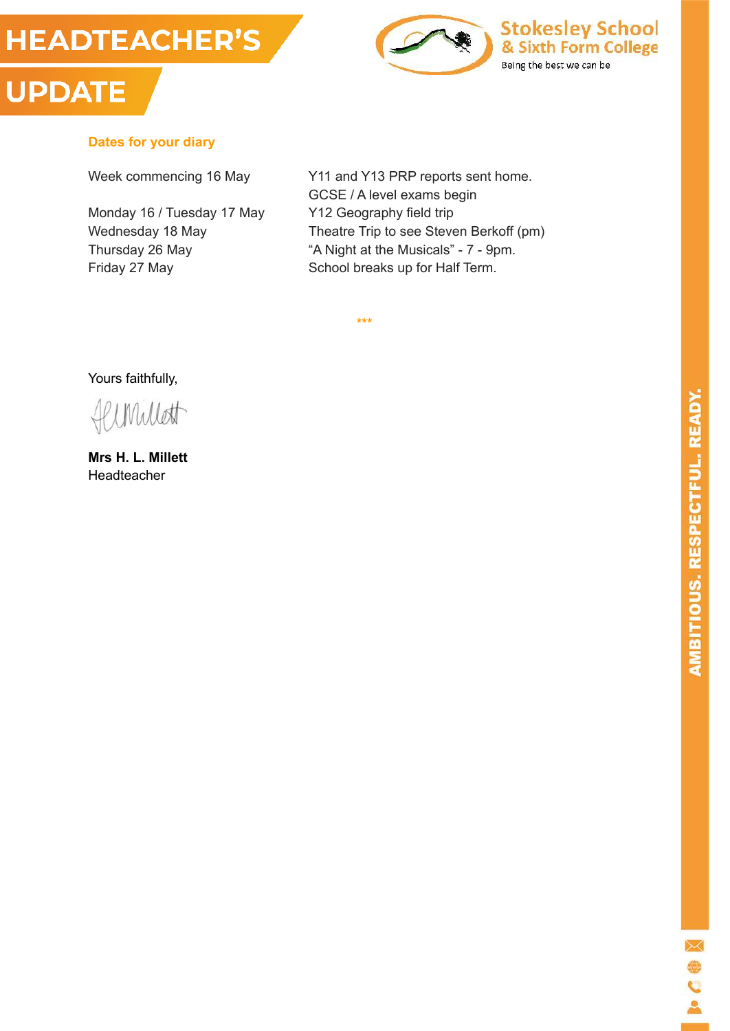### Dates for your diary

| | |
|---|---|
| Week commencing 16 May | Y11 and Y13 PRP reports sent home.<br>GCSE / A level exams begin |
| Monday 16 / Tuesday 17 May | Y12 Geography field trip |
| Wednesday 18 May | Theatre Trip to see Steven Berkoff (pm) |
| Thursday 26 May | “A Night at the Musicals” - 7 - 9pm. |
| Friday 27 May | School breaks up for Half Term. |

***

Yours faithfully,

**Mrs H. L. Millett**
Headteacher